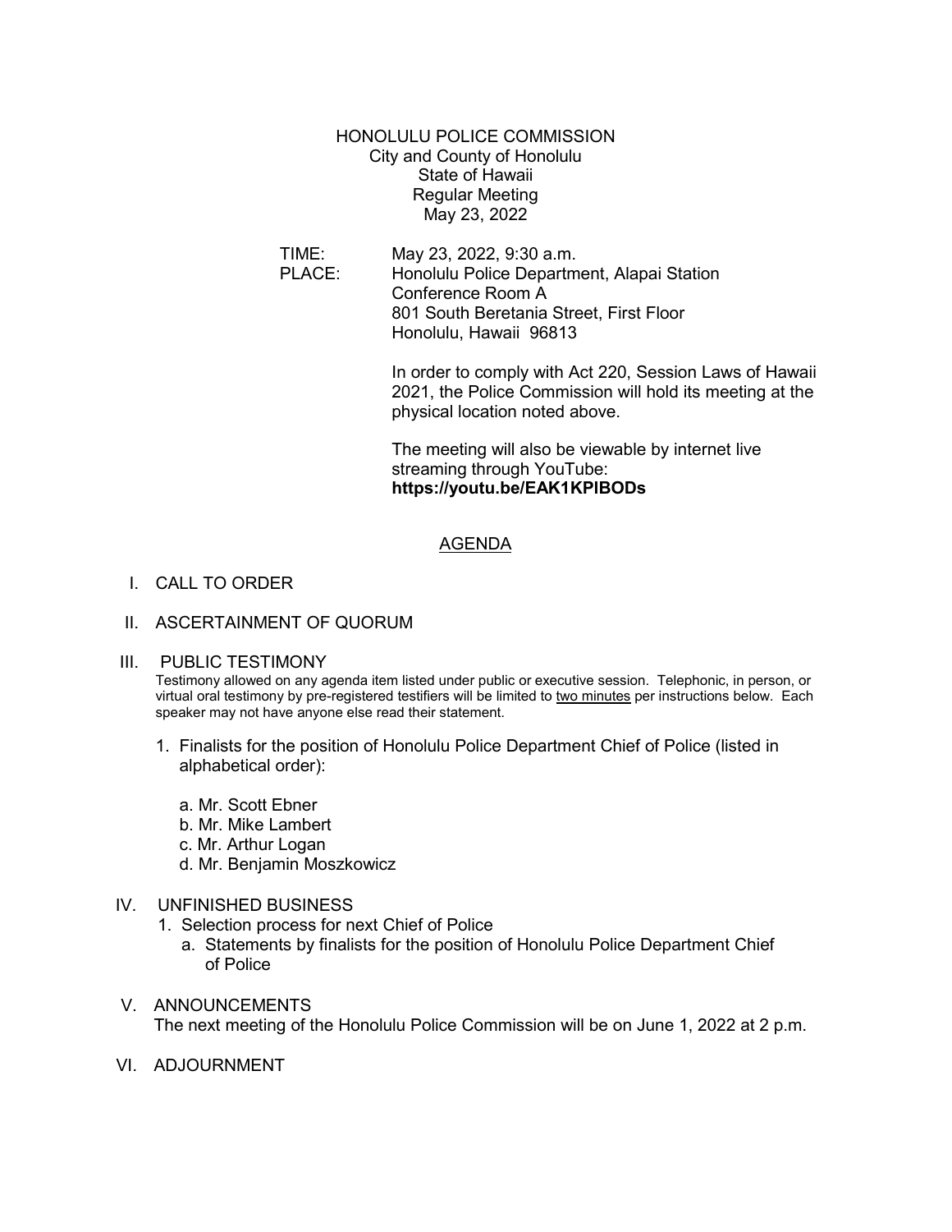# HONOLULU POLICE COMMISSION

City and County of Honolulu
State of Hawaii
Regular Meeting
May 23, 2022

TIME: May 23, 2022, 9:30 a.m.

PLACE: Honolulu Police Department, Alapai Station
Conference Room A
801 South Beretania Street, First Floor
Honolulu, Hawaii 96813

In order to comply with Act 220, Session Laws of Hawaii 2021, the Police Commission will hold its meeting at the physical location noted above.

The meeting will also be viewable by internet live streaming through YouTube:
**https://youtu.be/EAK1KPIBODs**

## AGENDA

I. CALL TO ORDER

II. ASCERTAINMENT OF QUORUM

III. PUBLIC TESTIMONY

Testimony allowed on any agenda item listed under public or executive session. Telephonic, in person, or virtual oral testimony by pre-registered testifiers will be limited to two minutes per instructions below. Each speaker may not have anyone else read their statement.

1. Finalists for the position of Honolulu Police Department Chief of Police (listed in alphabetical order):

   a. Mr. Scott Ebner
   b. Mr. Mike Lambert
   c. Mr. Arthur Logan
   d. Mr. Benjamin Moszkowicz

IV. UNFINISHED BUSINESS

1. Selection process for next Chief of Police
   a. Statements by finalists for the position of Honolulu Police Department Chief of Police

V. ANNOUNCEMENTS

The next meeting of the Honolulu Police Commission will be on June 1, 2022 at 2 p.m.

VI. ADJOURNMENT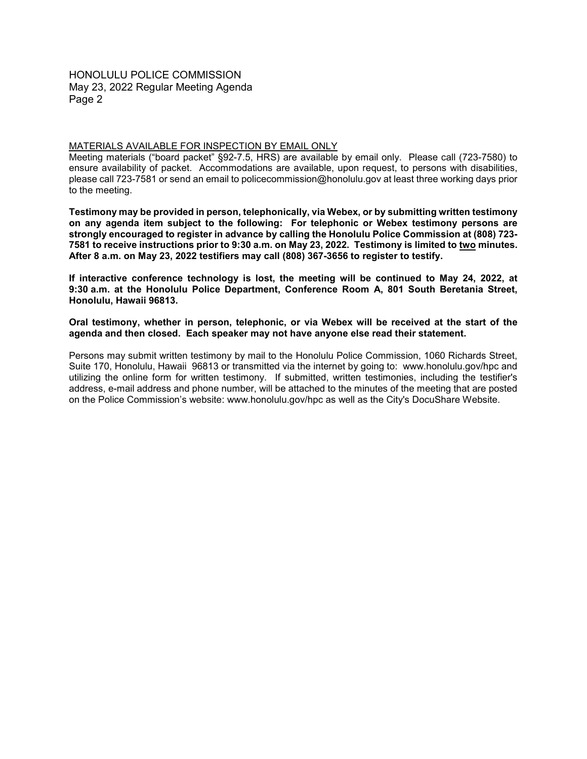MATERIALS AVAILABLE FOR INSPECTION BY EMAIL ONLY

Meeting materials ("board packet" §92-7.5, HRS) are available by email only. Please call (723-7580) to ensure availability of packet. Accommodations are available, upon request, to persons with disabilities, please call 723-7581 or send an email to policecommission@honolulu.gov at least three working days prior to the meeting.

**Testimony may be provided in person, telephonically, via Webex, or by submitting written testimony on any agenda item subject to the following: For telephonic or Webex testimony persons are strongly encouraged to register in advance by calling the Honolulu Police Commission at (808) 723-7581 to receive instructions prior to 9:30 a.m. on May 23, 2022. Testimony is limited to two minutes. After 8 a.m. on May 23, 2022 testifiers may call (808) 367-3656 to register to testify.**

**If interactive conference technology is lost, the meeting will be continued to May 24, 2022, at 9:30 a.m. at the Honolulu Police Department, Conference Room A, 801 South Beretania Street, Honolulu, Hawaii 96813.**

**Oral testimony, whether in person, telephonic, or via Webex will be received at the start of the agenda and then closed. Each speaker may not have anyone else read their statement.**

Persons may submit written testimony by mail to the Honolulu Police Commission, 1060 Richards Street, Suite 170, Honolulu, Hawaii 96813 or transmitted via the internet by going to: www.honolulu.gov/hpc and utilizing the online form for written testimony. If submitted, written testimonies, including the testifier's address, e-mail address and phone number, will be attached to the minutes of the meeting that are posted on the Police Commission's website: www.honolulu.gov/hpc as well as the City's DocuShare Website.